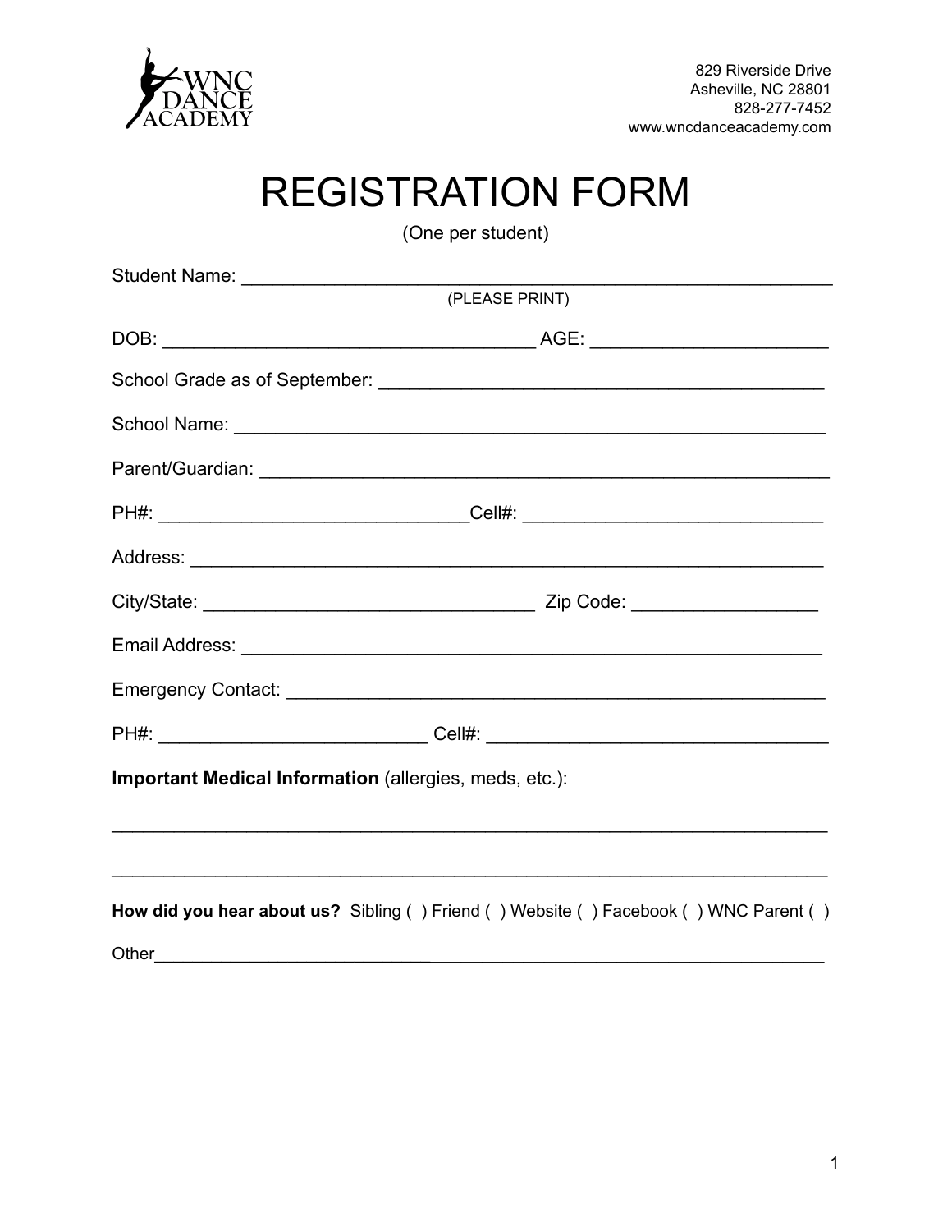WNC DANCE ACADEMY

829 Riverside Drive
Asheville, NC 28801
828-277-7452
www.wncdanceacademy.com

# REGISTRATION FORM

(One per student)

Student Name: ____________________________________________________________
(PLEASE PRINT)

DOB: ______________________________________ AGE: ________________________

School Grade as of September: ____________________________________________

School Name: _____________________________________________________________

Parent/Guardian: __________________________________________________________

PH#: ______________________________Cell#: ______________________________

Address: __________________________________________________________________

City/State: _________________________________ Zip Code: __________________

Email Address: _____________________________________________________________

Emergency Contact: _________________________________________________________

PH#: ___________________________ Cell#: ___________________________________

**Important Medical Information** (allergies, meds, etc.):

__________________________________________________________________________

__________________________________________________________________________

**How did you hear about us?** Sibling ( ) Friend ( ) Website ( ) Facebook ( ) WNC Parent ( )

Other_____________________________________________________________________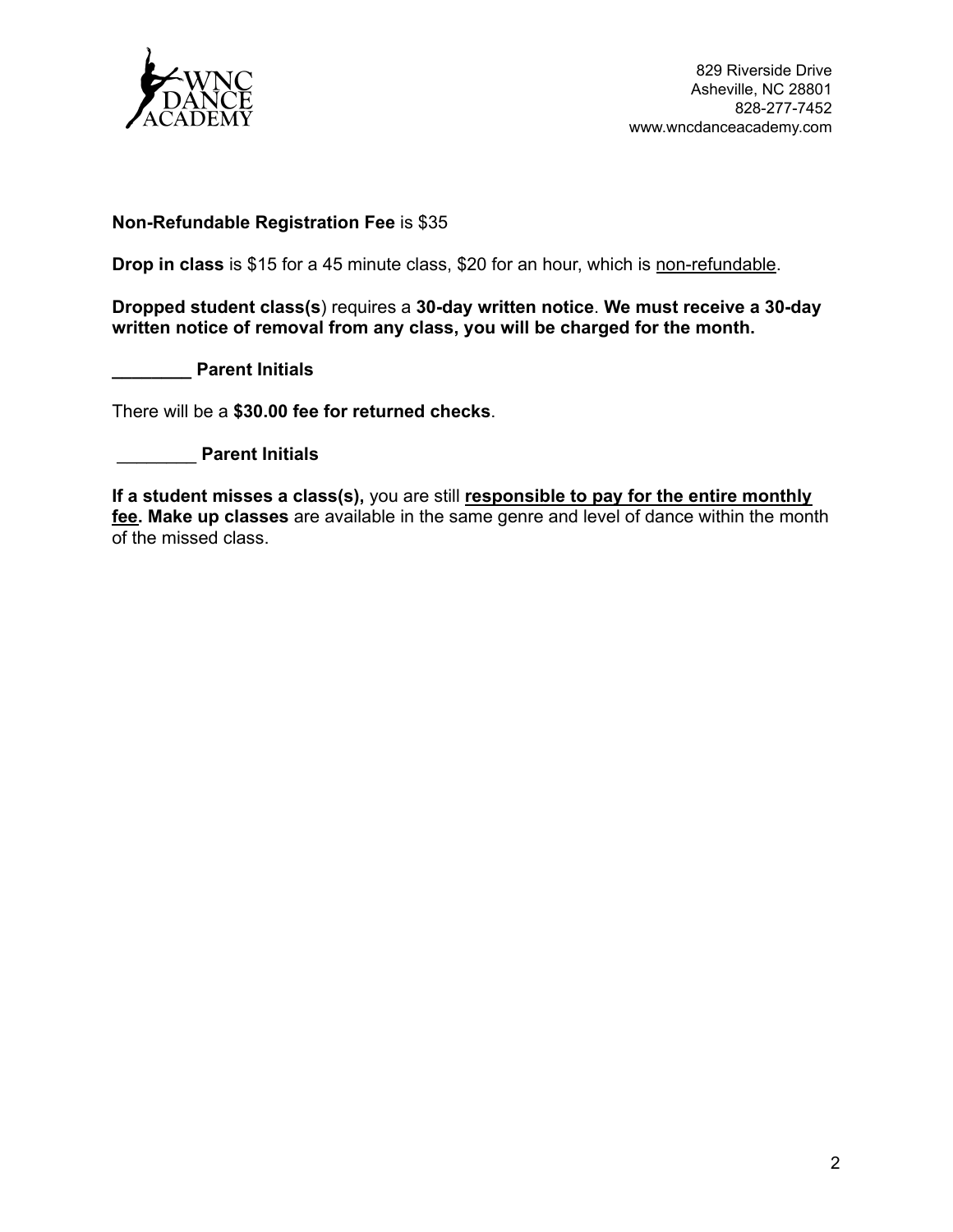829 Riverside Drive
Asheville, NC 28801
828-277-7452
www.wncdanceacademy.com

**Non-Refundable Registration Fee** is $35

**Drop in class** is $15 for a 45 minute class, $20 for an hour, which is <u>non-refundable</u>.

**Dropped student class(s**) requires a **30-day written notice**. **We must receive a 30-day written notice of removal from any class, you will be charged for the month.**

**________ Parent Initials**

There will be a **$30.00 fee for returned checks**.

**________ Parent Initials**

**If a student misses a class(s),** you are still **<u>responsible to pay for the entire monthly fee</u>. Make up classes** are available in the same genre and level of dance within the month of the missed class.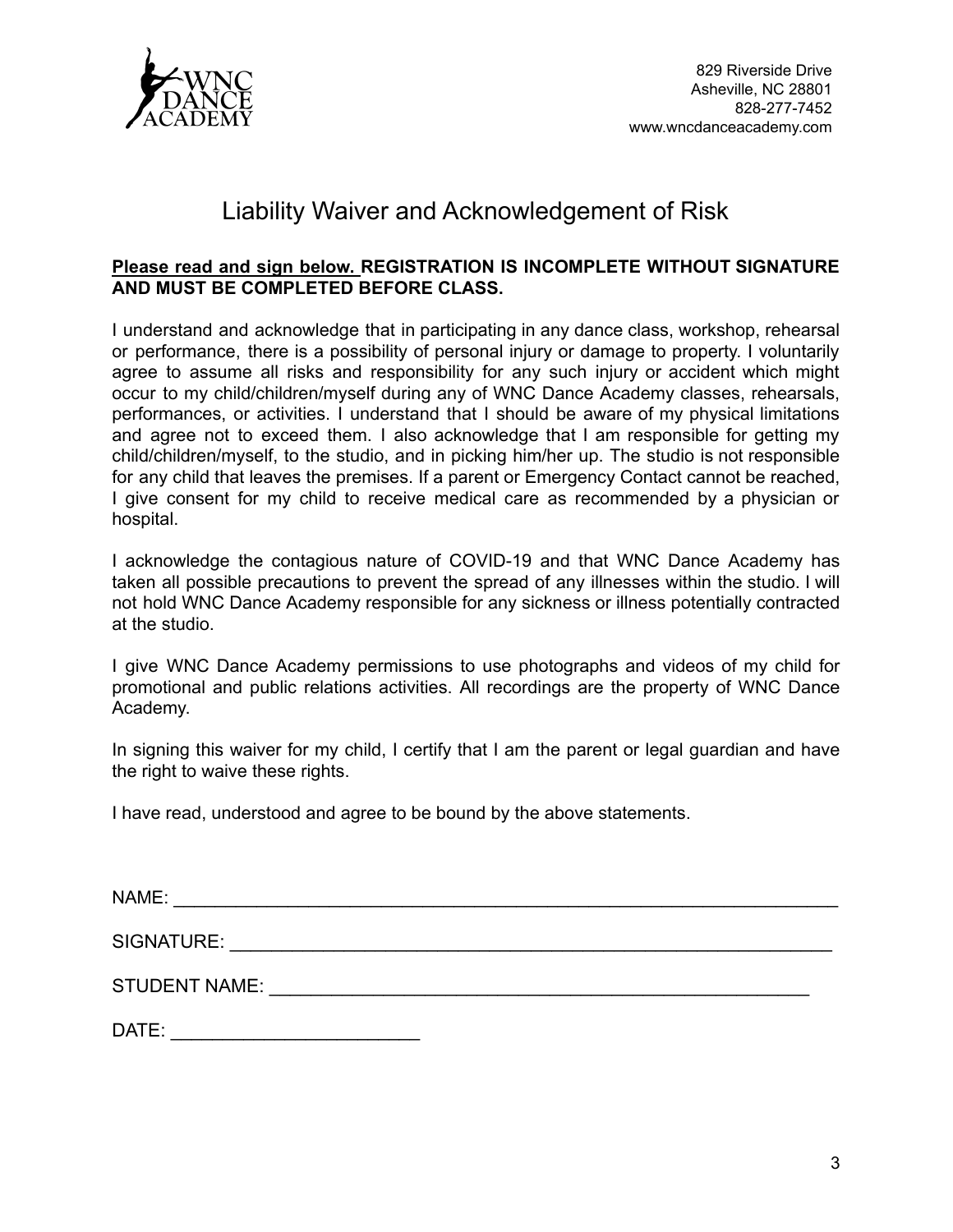829 Riverside Drive
Asheville, NC 28801
828-277-7452
www.wncdanceacademy.com

# Liability Waiver and Acknowledgement of Risk

**Please read and sign below. REGISTRATION IS INCOMPLETE WITHOUT SIGNATURE AND MUST BE COMPLETED BEFORE CLASS.**

I understand and acknowledge that in participating in any dance class, workshop, rehearsal or performance, there is a possibility of personal injury or damage to property. I voluntarily agree to assume all risks and responsibility for any such injury or accident which might occur to my child/children/myself during any of WNC Dance Academy classes, rehearsals, performances, or activities. I understand that I should be aware of my physical limitations and agree not to exceed them. I also acknowledge that I am responsible for getting my child/children/myself, to the studio, and in picking him/her up. The studio is not responsible for any child that leaves the premises. If a parent or Emergency Contact cannot be reached, I give consent for my child to receive medical care as recommended by a physician or hospital.

I acknowledge the contagious nature of COVID-19 and that WNC Dance Academy has taken all possible precautions to prevent the spread of any illnesses within the studio. I will not hold WNC Dance Academy responsible for any sickness or illness potentially contracted at the studio.

I give WNC Dance Academy permissions to use photographs and videos of my child for promotional and public relations activities. All recordings are the property of WNC Dance Academy.

In signing this waiver for my child, I certify that I am the parent or legal guardian and have the right to waive these rights.

I have read, understood and agree to be bound by the above statements.

NAME: ____________________________________________________________________

SIGNATURE: _______________________________________________________________

STUDENT NAME: ___________________________________________________________

DATE: ________________________